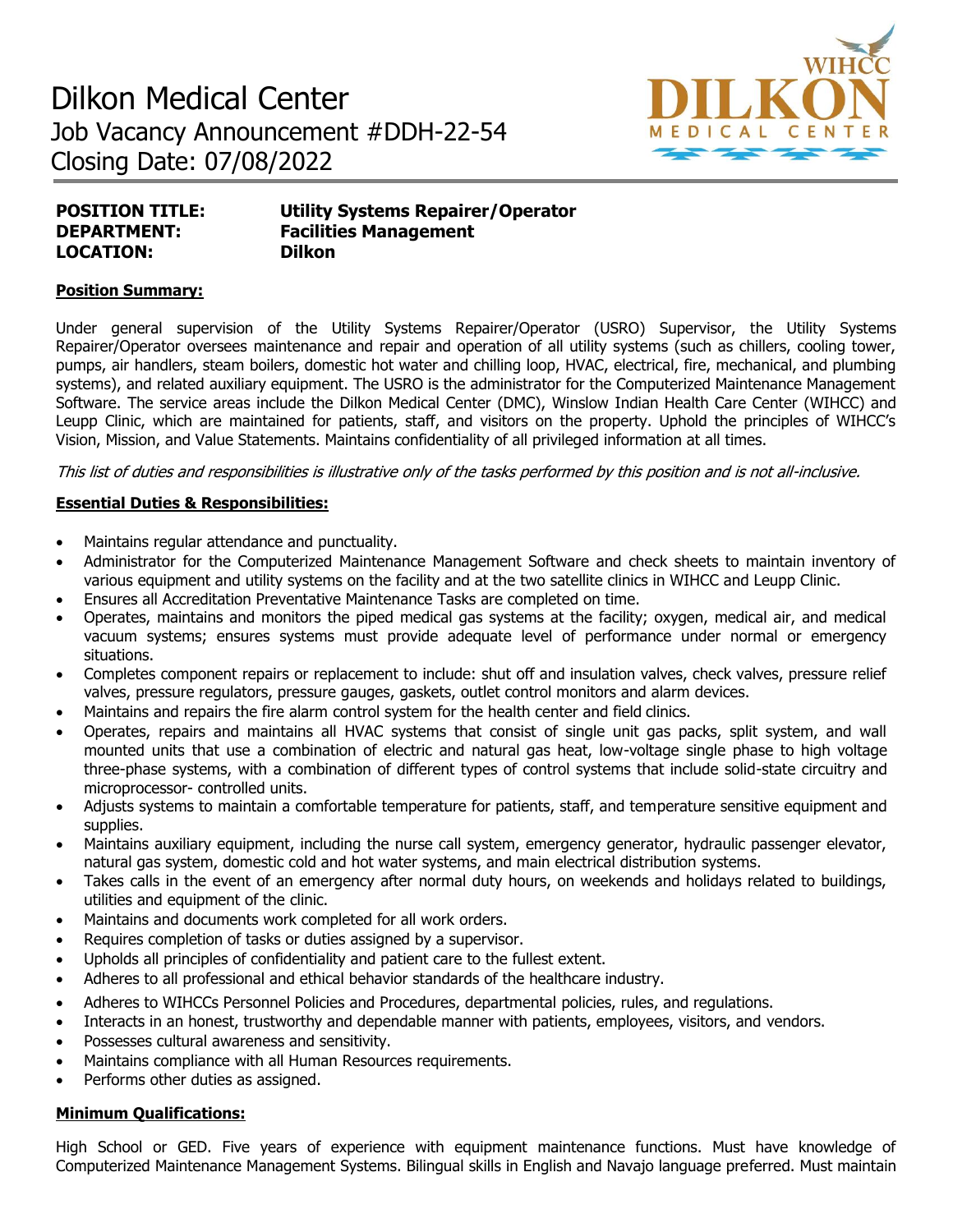# Dilkon Medical Center

Job Vacancy Announcement #DDH-22-54

Closing Date: 07/08/2022

**POSITION TITLE:** **Utility Systems Repairer/Operator**

**DEPARTMENT:** **Facilities Management**

**LOCATION:** **Dilkon**

## Position Summary:

Under general supervision of the Utility Systems Repairer/Operator (USRO) Supervisor, the Utility Systems Repairer/Operator oversees maintenance and repair and operation of all utility systems (such as chillers, cooling tower, pumps, air handlers, steam boilers, domestic hot water and chilling loop, HVAC, electrical, fire, mechanical, and plumbing systems), and related auxiliary equipment. The USRO is the administrator for the Computerized Maintenance Management Software. The service areas include the Dilkon Medical Center (DMC), Winslow Indian Health Care Center (WIHCC) and Leupp Clinic, which are maintained for patients, staff, and visitors on the property. Uphold the principles of WIHCC's Vision, Mission, and Value Statements. Maintains confidentiality of all privileged information at all times.

*This list of duties and responsibilities is illustrative only of the tasks performed by this position and is not all-inclusive.*

## Essential Duties & Responsibilities:

- Maintains regular attendance and punctuality.
- Administrator for the Computerized Maintenance Management Software and check sheets to maintain inventory of various equipment and utility systems on the facility and at the two satellite clinics in WIHCC and Leupp Clinic.
- Ensures all Accreditation Preventative Maintenance Tasks are completed on time.
- Operates, maintains and monitors the piped medical gas systems at the facility; oxygen, medical air, and medical vacuum systems; ensures systems must provide adequate level of performance under normal or emergency situations.
- Completes component repairs or replacement to include: shut off and insulation valves, check valves, pressure relief valves, pressure regulators, pressure gauges, gaskets, outlet control monitors and alarm devices.
- Maintains and repairs the fire alarm control system for the health center and field clinics.
- Operates, repairs and maintains all HVAC systems that consist of single unit gas packs, split system, and wall mounted units that use a combination of electric and natural gas heat, low-voltage single phase to high voltage three-phase systems, with a combination of different types of control systems that include solid-state circuitry and microprocessor- controlled units.
- Adjusts systems to maintain a comfortable temperature for patients, staff, and temperature sensitive equipment and supplies.
- Maintains auxiliary equipment, including the nurse call system, emergency generator, hydraulic passenger elevator, natural gas system, domestic cold and hot water systems, and main electrical distribution systems.
- Takes calls in the event of an emergency after normal duty hours, on weekends and holidays related to buildings, utilities and equipment of the clinic.
- Maintains and documents work completed for all work orders.
- Requires completion of tasks or duties assigned by a supervisor.
- Upholds all principles of confidentiality and patient care to the fullest extent.
- Adheres to all professional and ethical behavior standards of the healthcare industry.
- Adheres to WIHCCs Personnel Policies and Procedures, departmental policies, rules, and regulations.
- Interacts in an honest, trustworthy and dependable manner with patients, employees, visitors, and vendors.
- Possesses cultural awareness and sensitivity.
- Maintains compliance with all Human Resources requirements.
- Performs other duties as assigned.

## Minimum Qualifications:

High School or GED. Five years of experience with equipment maintenance functions. Must have knowledge of Computerized Maintenance Management Systems. Bilingual skills in English and Navajo language preferred. Must maintain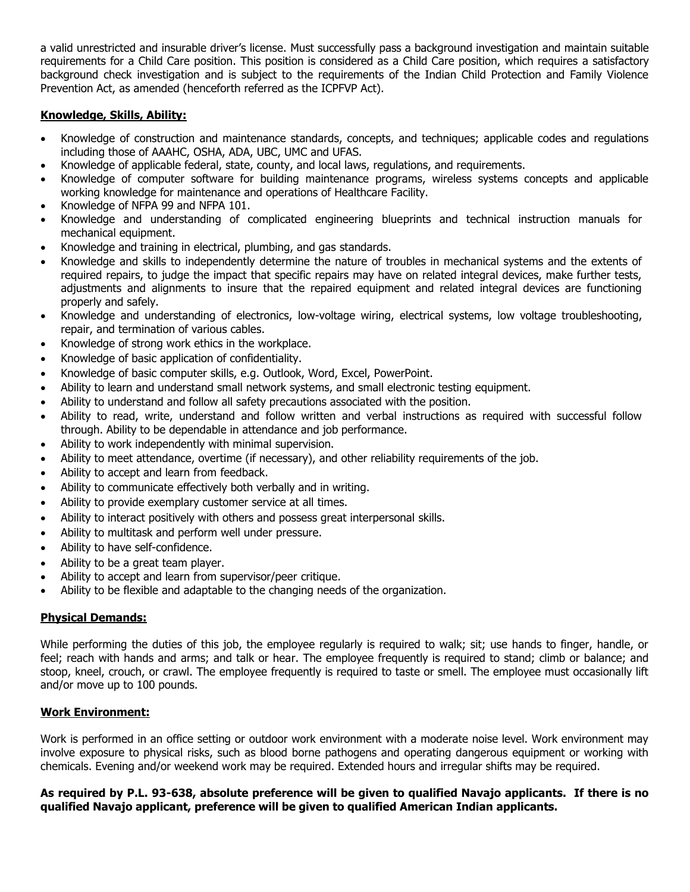a valid unrestricted and insurable driver's license. Must successfully pass a background investigation and maintain suitable requirements for a Child Care position. This position is considered as a Child Care position, which requires a satisfactory background check investigation and is subject to the requirements of the Indian Child Protection and Family Violence Prevention Act, as amended (henceforth referred as the ICPFVP Act).

**Knowledge, Skills, Ability:**

- Knowledge of construction and maintenance standards, concepts, and techniques; applicable codes and regulations including those of AAAHC, OSHA, ADA, UBC, UMC and UFAS.
- Knowledge of applicable federal, state, county, and local laws, regulations, and requirements.
- Knowledge of computer software for building maintenance programs, wireless systems concepts and applicable working knowledge for maintenance and operations of Healthcare Facility.
- Knowledge of NFPA 99 and NFPA 101.
- Knowledge and understanding of complicated engineering blueprints and technical instruction manuals for mechanical equipment.
- Knowledge and training in electrical, plumbing, and gas standards.
- Knowledge and skills to independently determine the nature of troubles in mechanical systems and the extents of required repairs, to judge the impact that specific repairs may have on related integral devices, make further tests, adjustments and alignments to insure that the repaired equipment and related integral devices are functioning properly and safely.
- Knowledge and understanding of electronics, low-voltage wiring, electrical systems, low voltage troubleshooting, repair, and termination of various cables.
- Knowledge of strong work ethics in the workplace.
- Knowledge of basic application of confidentiality.
- Knowledge of basic computer skills, e.g. Outlook, Word, Excel, PowerPoint.
- Ability to learn and understand small network systems, and small electronic testing equipment.
- Ability to understand and follow all safety precautions associated with the position.
- Ability to read, write, understand and follow written and verbal instructions as required with successful follow through. Ability to be dependable in attendance and job performance.
- Ability to work independently with minimal supervision.
- Ability to meet attendance, overtime (if necessary), and other reliability requirements of the job.
- Ability to accept and learn from feedback.
- Ability to communicate effectively both verbally and in writing.
- Ability to provide exemplary customer service at all times.
- Ability to interact positively with others and possess great interpersonal skills.
- Ability to multitask and perform well under pressure.
- Ability to have self-confidence.
- Ability to be a great team player.
- Ability to accept and learn from supervisor/peer critique.
- Ability to be flexible and adaptable to the changing needs of the organization.

**Physical Demands:**

While performing the duties of this job, the employee regularly is required to walk; sit; use hands to finger, handle, or feel; reach with hands and arms; and talk or hear. The employee frequently is required to stand; climb or balance; and stoop, kneel, crouch, or crawl. The employee frequently is required to taste or smell. The employee must occasionally lift and/or move up to 100 pounds.

**Work Environment:**

Work is performed in an office setting or outdoor work environment with a moderate noise level. Work environment may involve exposure to physical risks, such as blood borne pathogens and operating dangerous equipment or working with chemicals. Evening and/or weekend work may be required. Extended hours and irregular shifts may be required.

**As required by P.L. 93-638, absolute preference will be given to qualified Navajo applicants. If there is no qualified Navajo applicant, preference will be given to qualified American Indian applicants.**